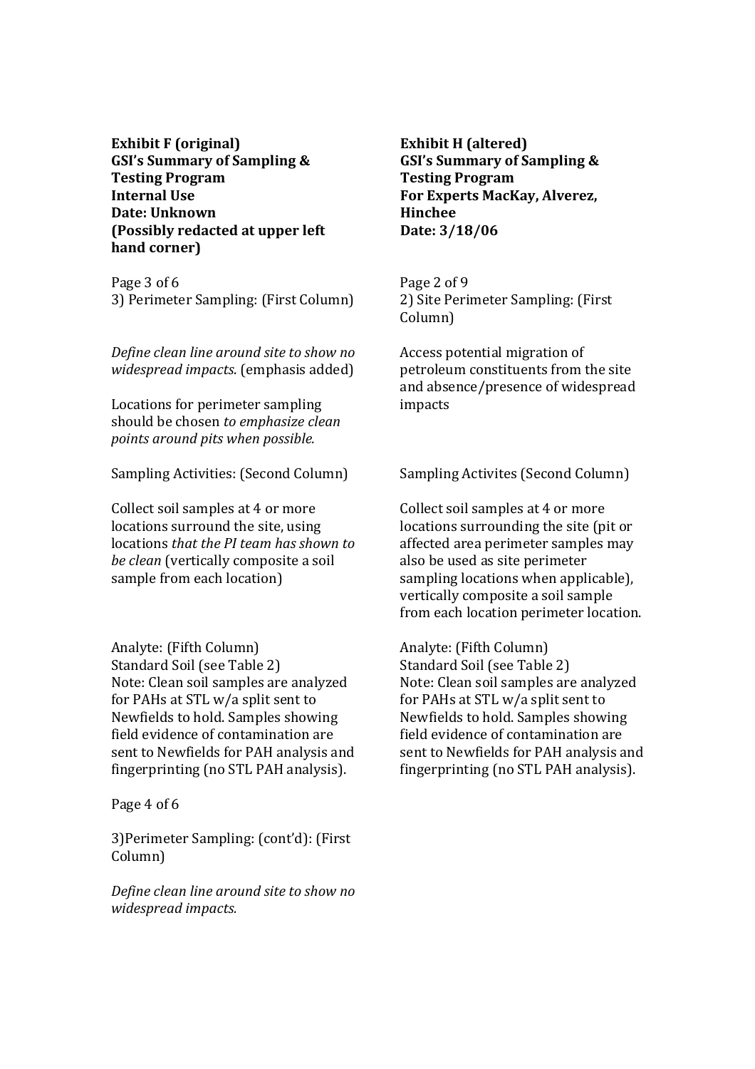**Exhibit F (original)**
**GSI's Summary of Sampling & Testing Program**
**Internal Use**
**Date: Unknown**
**(Possibly redacted at upper left hand corner)**

Page 3 of 6
3) Perimeter Sampling: (First Column)

*Define clean line around site to show no widespread impacts*. (emphasis added)

Locations for perimeter sampling should be chosen *to emphasize clean points around pits when possible.*

Sampling Activities: (Second Column)

Collect soil samples at 4 or more locations surround the site, using locations *that the PI team has shown to be clean* (vertically composite a soil sample from each location)

Analyte: (Fifth Column)
Standard Soil (see Table 2)
Note: Clean soil samples are analyzed for PAHs at STL w/a split sent to Newfields to hold. Samples showing field evidence of contamination are sent to Newfields for PAH analysis and fingerprinting (no STL PAH analysis).

Page 4 of 6

3)Perimeter Sampling: (cont'd): (First Column)

*Define clean line around site to show no widespread impacts.*

**Exhibit H (altered)**
**GSI's Summary of Sampling & Testing Program**
**For Experts MacKay, Alverez, Hinchee**
**Date: 3/18/06**

Page 2 of 9
2) Site Perimeter Sampling: (First Column)

Access potential migration of petroleum constituents from the site and absence/presence of widespread impacts

Sampling Activites (Second Column)

Collect soil samples at 4 or more locations surrounding the site (pit or affected area perimeter samples may also be used as site perimeter sampling locations when applicable), vertically composite a soil sample from each location perimeter location.

Analyte: (Fifth Column)
Standard Soil (see Table 2)
Note: Clean soil samples are analyzed for PAHs at STL w/a split sent to Newfields to hold. Samples showing field evidence of contamination are sent to Newfields for PAH analysis and fingerprinting (no STL PAH analysis).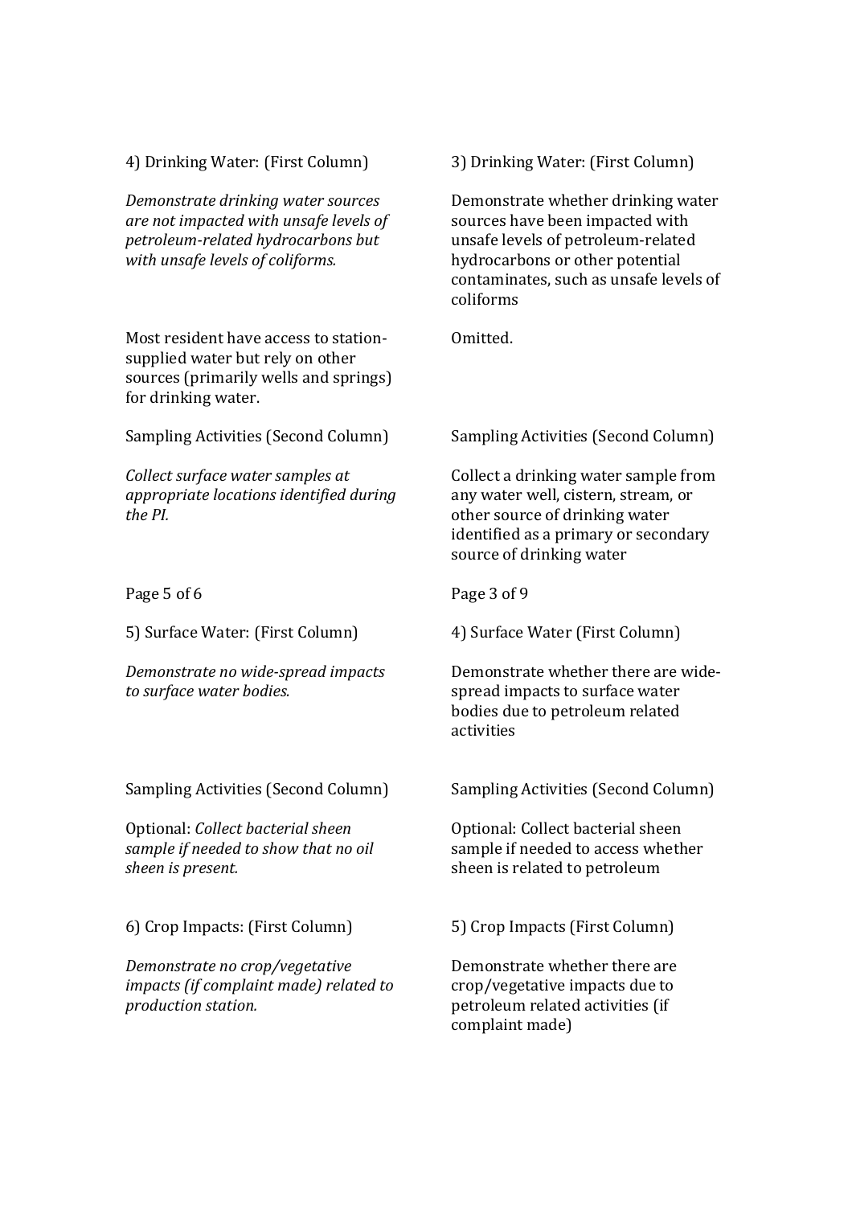| | |
|---|---|
| 4) Drinking Water: (First Column) | 3) Drinking Water: (First Column) |
| *Demonstrate drinking water sources are not impacted with unsafe levels of petroleum-related hydrocarbons but with unsafe levels of coliforms.* | Demonstrate whether drinking water sources have been impacted with unsafe levels of petroleum-related hydrocarbons or other potential contaminates, such as unsafe levels of coliforms |
| Most resident have access to station-supplied water but rely on other sources (primarily wells and springs) for drinking water. | Omitted. |
| Sampling Activities (Second Column) | Sampling Activities (Second Column) |
| *Collect surface water samples at appropriate locations identified during the PI.* | Collect a drinking water sample from any water well, cistern, stream, or other source of drinking water identified as a primary or secondary source of drinking water |
| Page 5 of 6 | Page 3 of 9 |
| 5) Surface Water: (First Column) | 4) Surface Water (First Column) |
| *Demonstrate no wide-spread impacts to surface water bodies.* | Demonstrate whether there are wide-spread impacts to surface water bodies due to petroleum related activities |
| Sampling Activities (Second Column) | Sampling Activities (Second Column) |
| Optional: *Collect bacterial sheen sample if needed to show that no oil sheen is present.* | Optional: Collect bacterial sheen sample if needed to access whether sheen is related to petroleum |
| 6) Crop Impacts: (First Column) | 5) Crop Impacts (First Column) |
| *Demonstrate no crop/vegetative impacts (if complaint made) related to production station.* | Demonstrate whether there are crop/vegetative impacts due to petroleum related activities (if complaint made) |